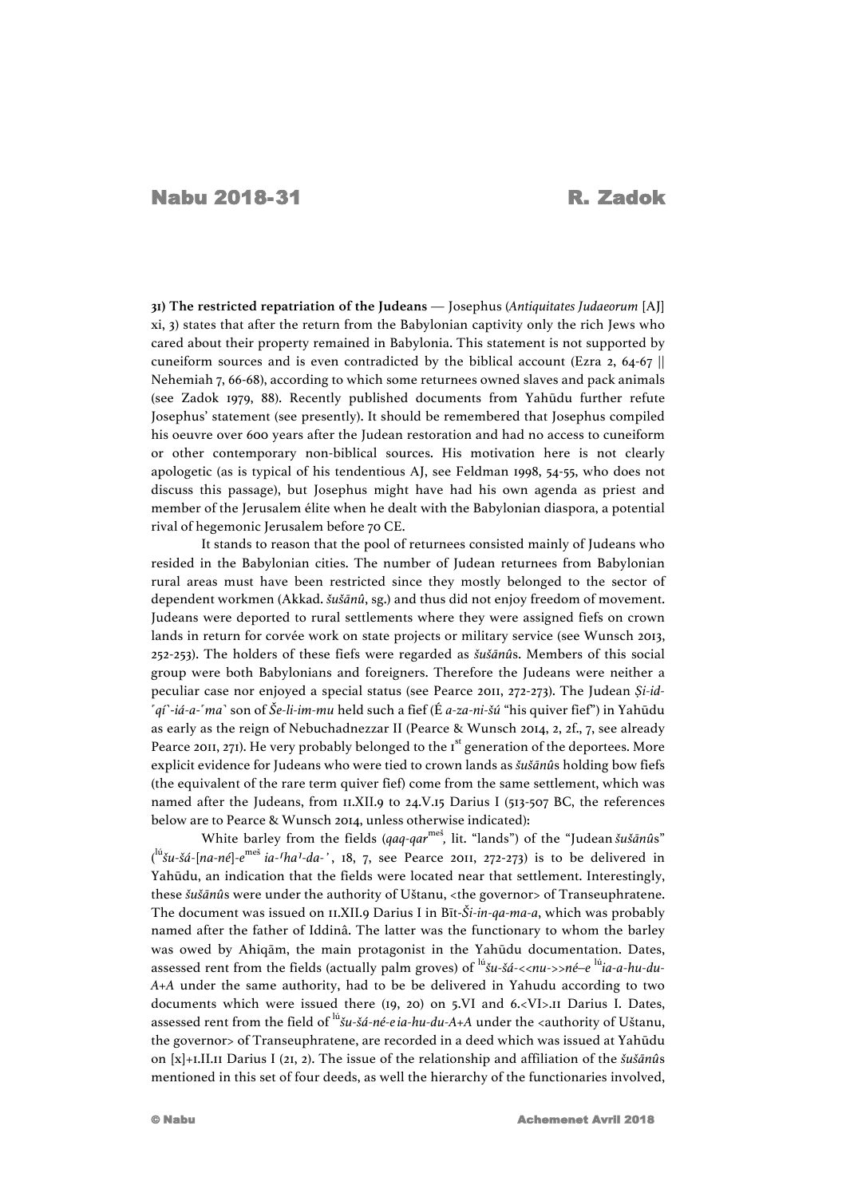**31) The restricted repatriation of the Judeans** — Josephus (*Antiquitates Judaeorum* [AJ] xi, 3) states that after the return from the Babylonian captivity only the rich Jews who cared about their property remained in Babylonia. This statement is not supported by cuneiform sources and is even contradicted by the biblical account (Ezra 2, 64-67 || Nehemiah 7, 66-68), according to which some returnees owned slaves and pack animals (see Zadok 1979, 88). Recently published documents from Yahūdu further refute Josephus' statement (see presently). It should be remembered that Josephus compiled his oeuvre over 600 years after the Judean restoration and had no access to cuneiform or other contemporary non-biblical sources. His motivation here is not clearly apologetic (as is typical of his tendentious AJ, see Feldman 1998, 54-55, who does not discuss this passage), but Josephus might have had his own agenda as priest and member of the Jerusalem élite when he dealt with the Babylonian diaspora, a potential rival of hegemonic Jerusalem before 70 CE.

It stands to reason that the pool of returnees consisted mainly of Judeans who resided in the Babylonian cities. The number of Judean returnees from Babylonian rural areas must have been restricted since they mostly belonged to the sector of dependent workmen (Akkad. *šušānû*, sg.) and thus did not enjoy freedom of movement. Judeans were deported to rural settlements where they were assigned fiefs on crown lands in return for corvée work on state projects or military service (see Wunsch 2013, 252-253). The holders of these fiefs were regarded as *šušānû*s. Members of this social group were both Babylonians and foreigners. Therefore the Judeans were neither a peculiar case nor enjoyed a special status (see Pearce 2011, 272-273). The Judean *Ṣi-id-⸢qí⸣-iá-a-⸢ma⸣* son of *Še-li-im-mu* held such a fief (É *a-za-ni-šú* "his quiver fief") in Yahūdu as early as the reign of Nebuchadnezzar II (Pearce & Wunsch 2014, 2, 2f., 7, see already Pearce 2011, 271). He very probably belonged to the 1st generation of the deportees. More explicit evidence for Judeans who were tied to crown lands as *šušānû*s holding bow fiefs (the equivalent of the rare term quiver fief) come from the same settlement, which was named after the Judeans, from 11.XII.9 to 24.V.15 Darius I (513-507 BC, the references below are to Pearce & Wunsch 2014, unless otherwise indicated):

White barley from the fields (*qaq-qar*meš, lit. "lands") of the "Judean *šušānû*s" (lú*šu-šá-*[*na-né*]*-e*meš *ia-⸢ha⸣-da-'*, 18, 7, see Pearce 2011, 272-273) is to be delivered in Yahūdu, an indication that the fields were located near that settlement. Interestingly, these *šušānû*s were under the authority of Uštanu, <the governor> of Transeuphratene. The document was issued on 11.XII.9 Darius I in Bīt-*Ši-in-qa-ma-a*, which was probably named after the father of Iddinâ. The latter was the functionary to whom the barley was owed by Ahiqām, the main protagonist in the Yahūdu documentation. Dates, assessed rent from the fields (actually palm groves) of lú*šu-šá-<<nu->>né–e* lú*ia-a-hu-du-A+A* under the same authority, had to be be delivered in Yahudu according to two documents which were issued there (19, 20) on 5.VI and 6.<VI>.11 Darius I. Dates, assessed rent from the field of lú*šu-šá-né-e ia-hu-du-A+A* under the <authority of Uštanu, the governor> of Transeuphratene, are recorded in a deed which was issued at Yahūdu on [x]+1.II.11 Darius I (21, 2). The issue of the relationship and affiliation of the *šušānû*s mentioned in this set of four deeds, as well the hierarchy of the functionaries involved,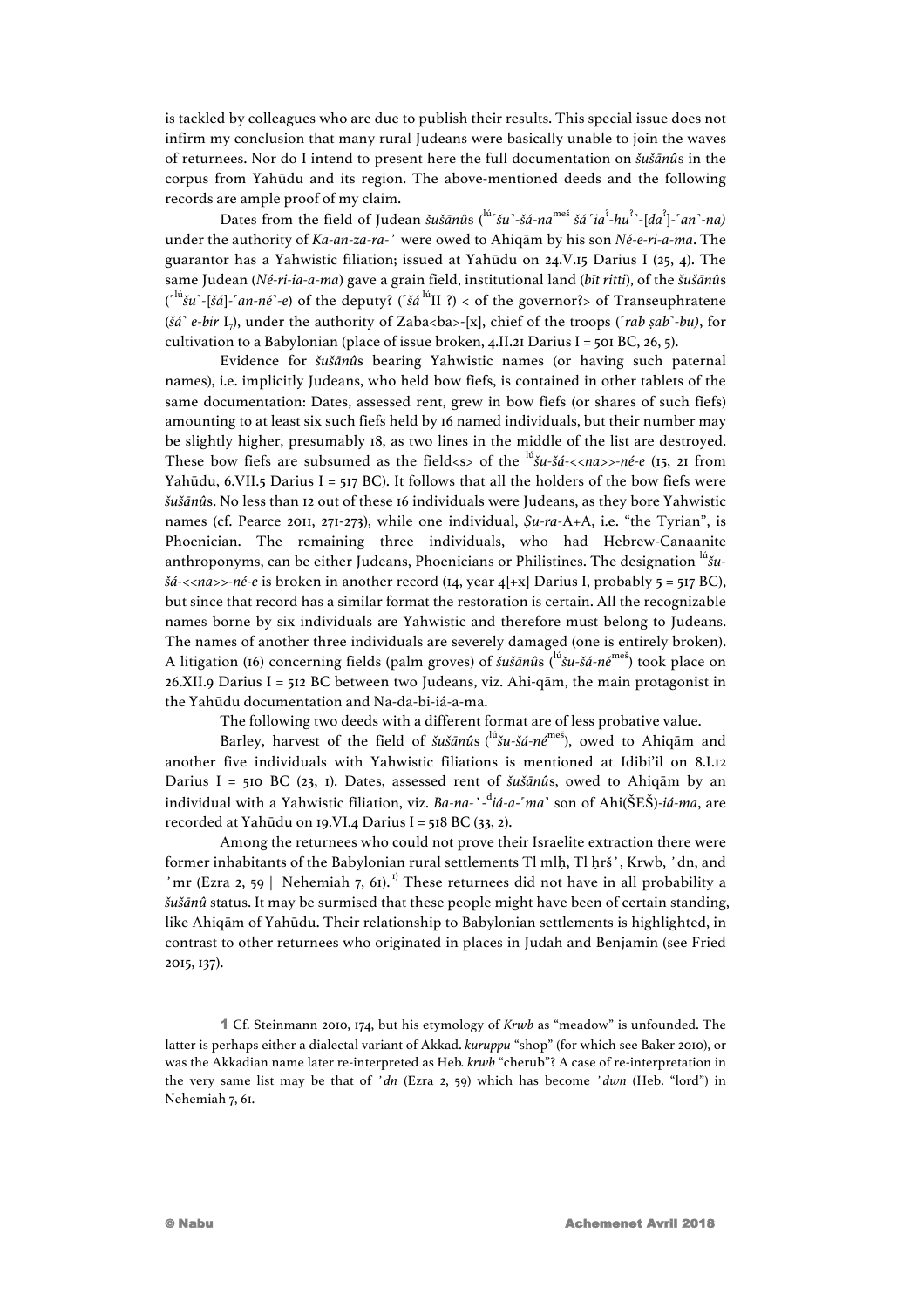is tackled by colleagues who are due to publish their results. This special issue does not infirm my conclusion that many rural Judeans were basically unable to join the waves of returnees. Nor do I intend to present here the full documentation on *šušānû*s in the corpus from Yahūdu and its region. The above-mentioned deeds and the following records are ample proof of my claim.

Dates from the field of Judean *šušānû*s (lú⌜*šu*⌝-*šá-na*meš *šá* ⌜*ia*?-*hu*?⌝-[*da*?]-⌜*an*⌝-*na)* under the authority of *Ka-an-za-ra-'* were owed to Ahiqām by his son *Né-e-ri-a-ma*. The guarantor has a Yahwistic filiation; issued at Yahūdu on 24.V.15 Darius I (25, 4). The same Judean (*Né-ri-ia-a-ma*) gave a grain field, institutional land (*bīt ritti*), of the *šušānû*s (⌜lú*šu*⌝-[*šá*]-⌜*an-né*⌝-*e*) of the deputy? (⌜*šá* lúII ?) < of the governor?> of Transeuphratene (*šá*⌝ *e-bir* $I_7$), under the authority of Zaba<ba>-[x], chief of the troops (⌜*rab ṣab*⌝-*bu)*, for cultivation to a Babylonian (place of issue broken, 4.II.21 Darius I = 501 BC, 26, 5).

Evidence for *šušānû*s bearing Yahwistic names (or having such paternal names), i.e. implicitly Judeans, who held bow fiefs, is contained in other tablets of the same documentation: Dates, assessed rent, grew in bow fiefs (or shares of such fiefs) amounting to at least six such fiefs held by 16 named individuals, but their number may be slightly higher, presumably 18, as two lines in the middle of the list are destroyed. These bow fiefs are subsumed as the field<s> of the lú*šu-šá-<<na>>-né-e* (15, 21 from Yahūdu, 6.VII.5 Darius I = 517 BC). It follows that all the holders of the bow fiefs were *šušānû*s. No less than 12 out of these 16 individuals were Judeans, as they bore Yahwistic names (cf. Pearce 2011, 271-273), while one individual, *Ṣu-ra*-A+A, i.e. "the Tyrian", is Phoenician. The remaining three individuals, who had Hebrew-Canaanite anthroponyms, can be either Judeans, Phoenicians or Philistines. The designation lú*šu-šá-<<na>>-né-e* is broken in another record (14, year 4[+x] Darius I, probably 5 = 517 BC), but since that record has a similar format the restoration is certain. All the recognizable names borne by six individuals are Yahwistic and therefore must belong to Judeans. The names of another three individuals are severely damaged (one is entirely broken). A litigation (16) concerning fields (palm groves) of *šušānû*s (lú*šu-šá-né*meš) took place on 26.XII.9 Darius I = 512 BC between two Judeans, viz. Ahi-qām, the main protagonist in the Yahūdu documentation and Na-da-bi-iá-a-ma.

The following two deeds with a different format are of less probative value.

Barley, harvest of the field of *šušānû*s (lú*šu-šá-né*meš), owed to Ahiqām and another five individuals with Yahwistic filiations is mentioned at Idibi'il on 8.I.12 Darius I = 510 BC (23, 1). Dates, assessed rent of *šušānû*s, owed to Ahiqām by an individual with a Yahwistic filiation, viz. *Ba-na-'-*d*iá-a*-⌜*ma*⌝ son of Ahi(ŠEŠ)-*iá-ma*, are recorded at Yahūdu on 19.VI.4 Darius I = 518 BC (33, 2).

Among the returnees who could not prove their Israelite extraction there were former inhabitants of the Babylonian rural settlements Tl mlḥ, Tl ḥrš', Krwb, 'dn, and 'mr (Ezra 2, 59 || Nehemiah 7, 61).[1] These returnees did not have in all probability a *šušānû* status. It may be surmised that these people might have been of certain standing, like Ahiqām of Yahūdu. Their relationship to Babylonian settlements is highlighted, in contrast to other returnees who originated in places in Judah and Benjamin (see Fried 2015, 137).

1 Cf. Steinmann 2010, 174, but his etymology of *Krwb* as "meadow" is unfounded. The latter is perhaps either a dialectal variant of Akkad. *kuruppu* "shop" (for which see Baker 2010), or was the Akkadian name later re-interpreted as Heb. *krwb* "cherub"? A case of re-interpretation in the very same list may be that of *'dn* (Ezra 2, 59) which has become *'dwn* (Heb. "lord") in Nehemiah 7, 61.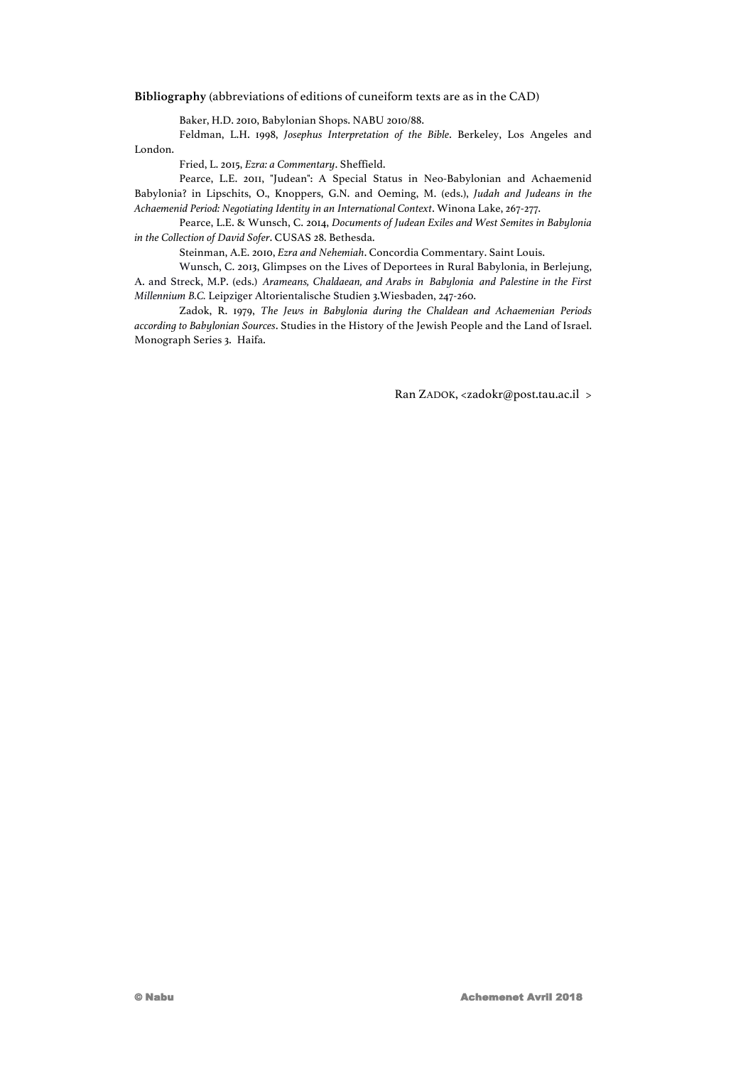**Bibliography** (abbreviations of editions of cuneiform texts are as in the CAD)

Baker, H.D. 2010, Babylonian Shops. NABU 2010/88.

Feldman, L.H. 1998, *Josephus Interpretation of the Bible*. Berkeley, Los Angeles and London.

Fried, L. 2015, *Ezra: a Commentary*. Sheffield.

Pearce, L.E. 2011, "Judean": A Special Status in Neo-Babylonian and Achaemenid Babylonia? in Lipschits, O., Knoppers, G.N. and Oeming, M. (eds.), *Judah and Judeans in the Achaemenid Period: Negotiating Identity in an International Context*. Winona Lake, 267-277.

Pearce, L.E. & Wunsch, C. 2014, *Documents of Judean Exiles and West Semites in Babylonia in the Collection of David Sofer*. CUSAS 28. Bethesda.

Steinman, A.E. 2010, *Ezra and Nehemiah*. Concordia Commentary. Saint Louis.

Wunsch, C. 2013, Glimpses on the Lives of Deportees in Rural Babylonia, in Berlejung, A. and Streck, M.P. (eds.) *Arameans, Chaldaean, and Arabs in Babylonia and Palestine in the First Millennium B.C.* Leipziger Altorientalische Studien 3.Wiesbaden, 247-260.

Zadok, R. 1979, *The Jews in Babylonia during the Chaldean and Achaemenian Periods according to Babylonian Sources*. Studies in the History of the Jewish People and the Land of Israel. Monograph Series 3. Haifa.

Ran ZADOK, <zadokr@post.tau.ac.il >